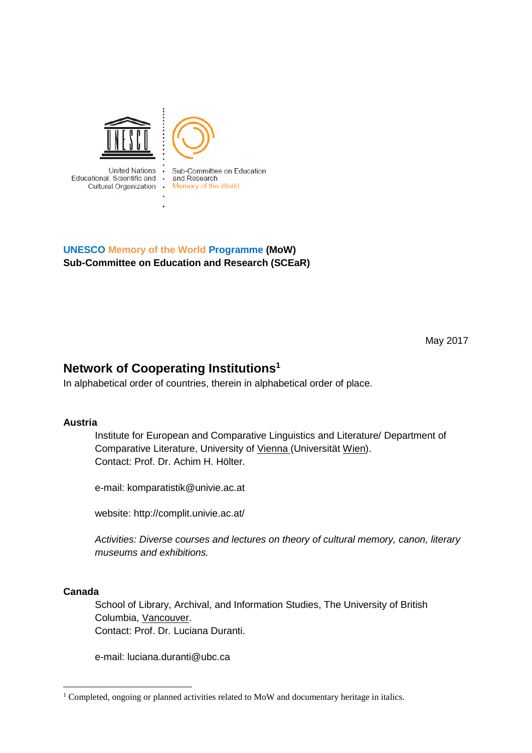United Nations Educational, Scientific and Cultural Organization

Sub-Committee on Education and Research
Memory of the World

**UNESCO Memory of the World Programme (MoW)**
**Sub-Committee on Education and Research (SCEaR)**

May 2017

## Network of Cooperating Institutions[1]

In alphabetical order of countries, therein in alphabetical order of place.

### Austria

Institute for European and Comparative Linguistics and Literature/ Department of Comparative Literature, University of Vienna (Universität Wien).
Contact: Prof. Dr. Achim H. Hölter.

e-mail: komparatistik@univie.ac.at

website: http://complit.univie.ac.at/

*Activities: Diverse courses and lectures on theory of cultural memory, canon, literary museums and exhibitions.*

### Canada

School of Library, Archival, and Information Studies, The University of British Columbia, Vancouver.
Contact: Prof. Dr. Luciana Duranti.

e-mail: luciana.duranti@ubc.ca

---

[1] Completed, ongoing or planned activities related to MoW and documentary heritage in italics.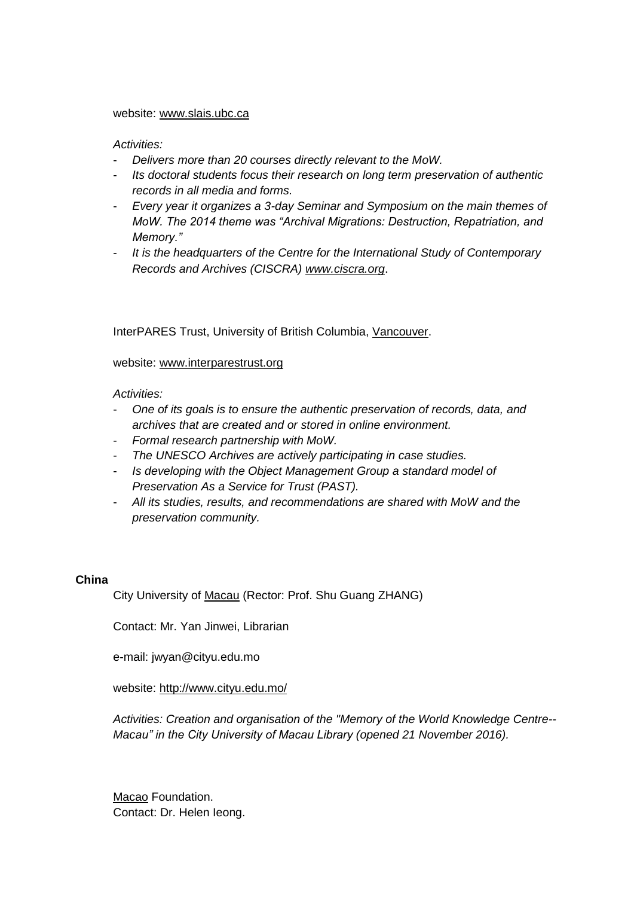website: www.slais.ubc.ca

*Activities:*

- *Delivers more than 20 courses directly relevant to the MoW.*
- *Its doctoral students focus their research on long term preservation of authentic records in all media and forms.*
- *Every year it organizes a 3-day Seminar and Symposium on the main themes of MoW. The 2014 theme was "Archival Migrations: Destruction, Repatriation, and Memory."*
- *It is the headquarters of the Centre for the International Study of Contemporary Records and Archives (CISCRA) www.ciscra.org.*

InterPARES Trust, University of British Columbia, Vancouver.

website: www.interparestrust.org

*Activities:*

- *One of its goals is to ensure the authentic preservation of records, data, and archives that are created and or stored in online environment.*
- *Formal research partnership with MoW.*
- *The UNESCO Archives are actively participating in case studies.*
- *Is developing with the Object Management Group a standard model of Preservation As a Service for Trust (PAST).*
- *All its studies, results, and recommendations are shared with MoW and the preservation community.*

**China**

City University of Macau (Rector: Prof. Shu Guang ZHANG)

Contact: Mr. Yan Jinwei, Librarian

e-mail: jwyan@cityu.edu.mo

website: http://www.cityu.edu.mo/

*Activities: Creation and organisation of the "Memory of the World Knowledge Centre-- Macau" in the City University of Macau Library (opened 21 November 2016).*

Macao Foundation.
Contact: Dr. Helen Ieong.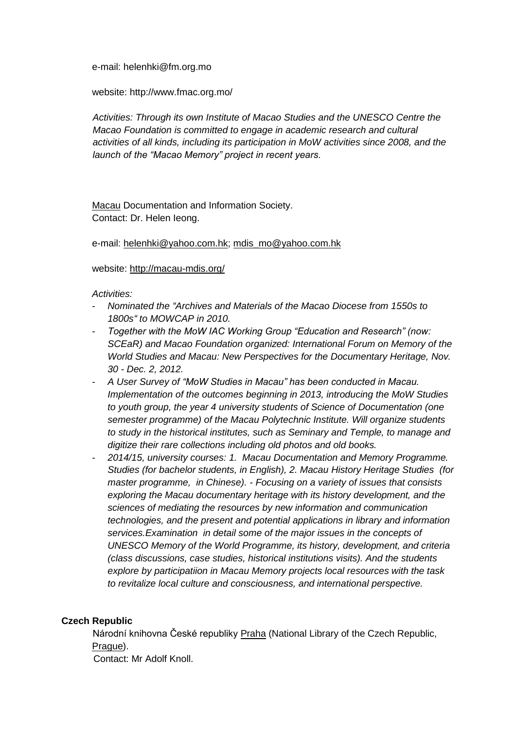e-mail: helenhki@fm.org.mo

website: http://www.fmac.org.mo/

*Activities: Through its own Institute of Macao Studies and the UNESCO Centre the Macao Foundation is committed to engage in academic research and cultural activities of all kinds, including its participation in MoW activities since 2008, and the launch of the "Macao Memory" project in recent years.*

Macau Documentation and Information Society.
Contact: Dr. Helen Ieong.

e-mail: helenhki@yahoo.com.hk; mdis_mo@yahoo.com.hk

website: http://macau-mdis.org/

*Activities:*

- *Nominated the "Archives and Materials of the Macao Diocese from 1550s to 1800s" to MOWCAP in 2010.*
- *Together with the MoW IAC Working Group "Education and Research" (now: SCEaR) and Macao Foundation organized: International Forum on Memory of the World Studies and Macau: New Perspectives for the Documentary Heritage, Nov. 30 - Dec. 2, 2012.*
- *A User Survey of "MoW Studies in Macau" has been conducted in Macau. Implementation of the outcomes beginning in 2013, introducing the MoW Studies to youth group, the year 4 university students of Science of Documentation (one semester programme) of the Macau Polytechnic Institute. Will organize students to study in the historical institutes, such as Seminary and Temple, to manage and digitize their rare collections including old photos and old books.*
- *2014/15, university courses: 1. Macau Documentation and Memory Programme. Studies (for bachelor students, in English), 2. Macau History Heritage Studies (for master programme, in Chinese). - Focusing on a variety of issues that consists exploring the Macau documentary heritage with its history development, and the sciences of mediating the resources by new information and communication technologies, and the present and potential applications in library and information services.Examination in detail some of the major issues in the concepts of UNESCO Memory of the World Programme, its history, development, and criteria (class discussions, case studies, historical institutions visits). And the students explore by participatiion in Macau Memory projects local resources with the task to revitalize local culture and consciousness, and international perspective.*

**Czech Republic**

Národní knihovna České republiky Praha (National Library of the Czech Republic, Prague).
Contact: Mr Adolf Knoll.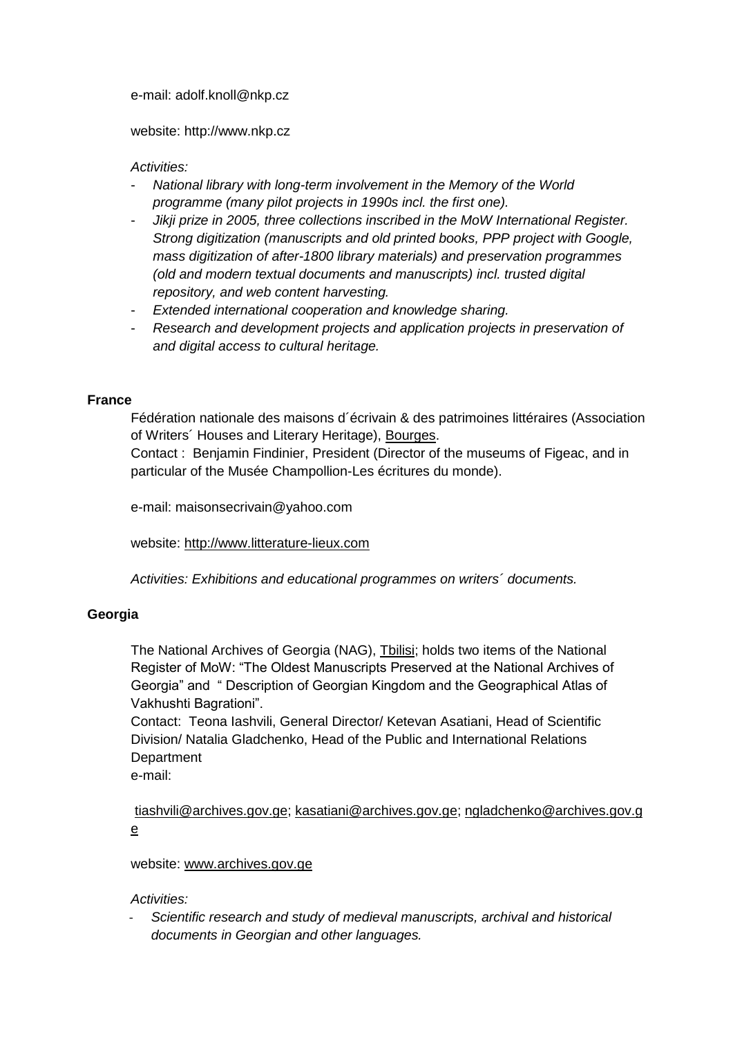e-mail: adolf.knoll@nkp.cz

website: http://www.nkp.cz

*Activities:*

- *National library with long-term involvement in the Memory of the World programme (many pilot projects in 1990s incl. the first one).*
- *Jikji prize in 2005, three collections inscribed in the MoW International Register. Strong digitization (manuscripts and old printed books, PPP project with Google, mass digitization of after-1800 library materials) and preservation programmes (old and modern textual documents and manuscripts) incl. trusted digital repository, and web content harvesting.*
- *Extended international cooperation and knowledge sharing.*
- *Research and development projects and application projects in preservation of and digital access to cultural heritage.*

**France**

Fédération nationale des maisons d´écrivain & des patrimoines littéraires (Association of Writers´ Houses and Literary Heritage), Bourges.
Contact : Benjamin Findinier, President (Director of the museums of Figeac, and in particular of the Musée Champollion-Les écritures du monde).

e-mail: maisonsecrivain@yahoo.com

website: http://www.litterature-lieux.com

*Activities: Exhibitions and educational programmes on writers´ documents.*

**Georgia**

The National Archives of Georgia (NAG), Tbilisi; holds two items of the National Register of MoW: "The Oldest Manuscripts Preserved at the National Archives of Georgia" and " Description of Georgian Kingdom and the Geographical Atlas of Vakhushti Bagrationi".
Contact: Teona Iashvili, General Director/ Ketevan Asatiani, Head of Scientific Division/ Natalia Gladchenko, Head of the Public and International Relations Department
e-mail:

tiashvili@archives.gov.ge; kasatiani@archives.gov.ge; ngladchenko@archives.gov.ge

website: www.archives.gov.ge

*Activities:*

- *Scientific research and study of medieval manuscripts, archival and historical documents in Georgian and other languages.*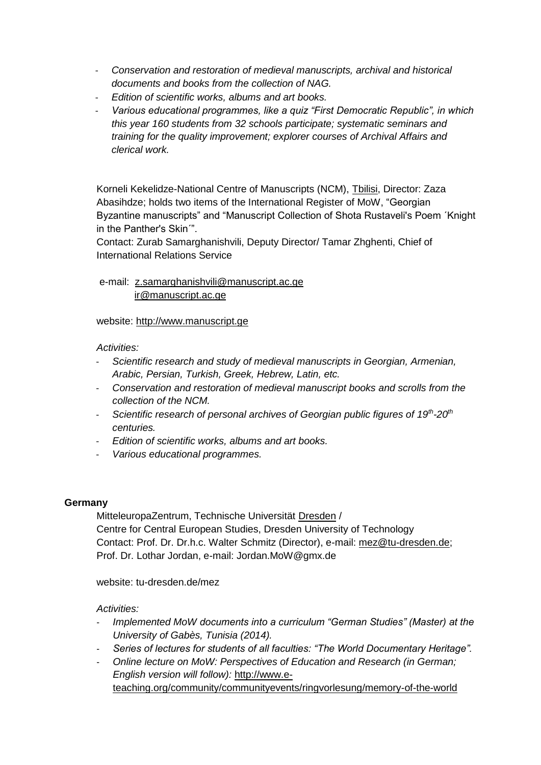- *Conservation and restoration of medieval manuscripts, archival and historical documents and books from the collection of NAG.*
- *Edition of scientific works, albums and art books.*
- *Various educational programmes, like a quiz "First Democratic Republic", in which this year 160 students from 32 schools participate; systematic seminars and training for the quality improvement; explorer courses of Archival Affairs and clerical work.*

Korneli Kekelidze-National Centre of Manuscripts (NCM), Tbilisi, Director: Zaza Abasihdze; holds two items of the International Register of MoW, "Georgian Byzantine manuscripts" and "Manuscript Collection of Shota Rustaveli's Poem ´Knight in the Panther's Skin´".
Contact: Zurab Samarghanishvili, Deputy Director/ Tamar Zhghenti, Chief of International Relations Service

e-mail: z.samarghanishvili@manuscript.ac.ge
ir@manuscript.ac.ge

website: http://www.manuscript.ge

*Activities:*

- *Scientific research and study of medieval manuscripts in Georgian, Armenian, Arabic, Persian, Turkish, Greek, Hebrew, Latin, etc.*
- *Conservation and restoration of medieval manuscript books and scrolls from the collection of the NCM.*
- *Scientific research of personal archives of Georgian public figures of 19th-20th centuries.*
- *Edition of scientific works, albums and art books.*
- *Various educational programmes.*

**Germany**

MitteleuropaZentrum, Technische Universität Dresden /
Centre for Central European Studies, Dresden University of Technology
Contact: Prof. Dr. Dr.h.c. Walter Schmitz (Director), e-mail: mez@tu-dresden.de;
Prof. Dr. Lothar Jordan, e-mail: Jordan.MoW@gmx.de

website: tu-dresden.de/mez

*Activities:*

- *Implemented MoW documents into a curriculum "German Studies" (Master) at the University of Gabès, Tunisia (2014).*
- *Series of lectures for students of all faculties: "The World Documentary Heritage".*
- *Online lecture on MoW: Perspectives of Education and Research (in German; English version will follow):* http://www.e-teaching.org/community/communityevents/ringvorlesung/memory-of-the-world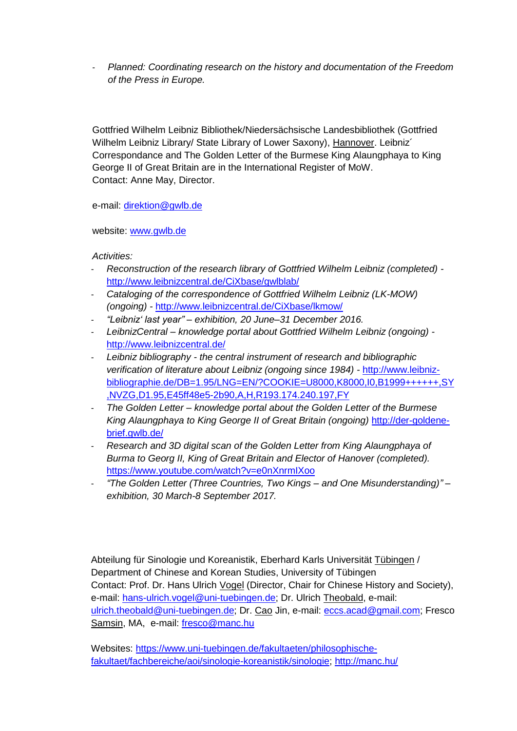- *Planned: Coordinating research on the history and documentation of the Freedom of the Press in Europe.*

Gottfried Wilhelm Leibniz Bibliothek/Niedersächsische Landesbibliothek (Gottfried Wilhelm Leibniz Library/ State Library of Lower Saxony), Hannover. Leibniz´ Correspondance and The Golden Letter of the Burmese King Alaungphaya to King George II of Great Britain are in the International Register of MoW.
Contact: Anne May, Director.

e-mail: direktion@gwlb.de

website: www.gwlb.de

*Activities:*

- *Reconstruction of the research library of Gottfried Wilhelm Leibniz (completed)* - http://www.leibnizcentral.de/CiXbase/gwlblab/
- *Cataloging of the correspondence of Gottfried Wilhelm Leibniz (LK-MOW) (ongoing)* - http://www.leibnizcentral.de/CiXbase/lkmow/
- *"Leibniz' last year" – exhibition, 20 June–31 December 2016.*
- *LeibnizCentral – knowledge portal about Gottfried Wilhelm Leibniz (ongoing)* - http://www.leibnizcentral.de/
- *Leibniz bibliography - the central instrument of research and bibliographic verification of literature about Leibniz (ongoing since 1984)* - http://www.leibniz-bibliographie.de/DB=1.95/LNG=EN/?COOKIE=U8000,K8000,I0,B1999++++++,SY,NVZG,D1.95,E45ff48e5-2b90,A,H,R193.174.240.197,FY
- *The Golden Letter – knowledge portal about the Golden Letter of the Burmese King Alaungphaya to King George II of Great Britain (ongoing)* http://der-goldene-brief.gwlb.de/
- *Research and 3D digital scan of the Golden Letter from King Alaungphaya of Burma to Georg II, King of Great Britain and Elector of Hanover (completed).* https://www.youtube.com/watch?v=e0nXnrmIXoo
- *"The Golden Letter (Three Countries, Two Kings – and One Misunderstanding)" – exhibition, 30 March-8 September 2017.*

Abteilung für Sinologie und Koreanistik, Eberhard Karls Universität Tübingen / Department of Chinese and Korean Studies, University of Tübingen
Contact: Prof. Dr. Hans Ulrich Vogel (Director, Chair for Chinese History and Society), e-mail: hans-ulrich.vogel@uni-tuebingen.de; Dr. Ulrich Theobald, e-mail: ulrich.theobald@uni-tuebingen.de; Dr. Cao Jin, e-mail: eccs.acad@gmail.com; Fresco Samsin, MA, e-mail: fresco@manc.hu

Websites: https://www.uni-tuebingen.de/fakultaeten/philosophische-fakultaet/fachbereiche/aoi/sinologie-koreanistik/sinologie; http://manc.hu/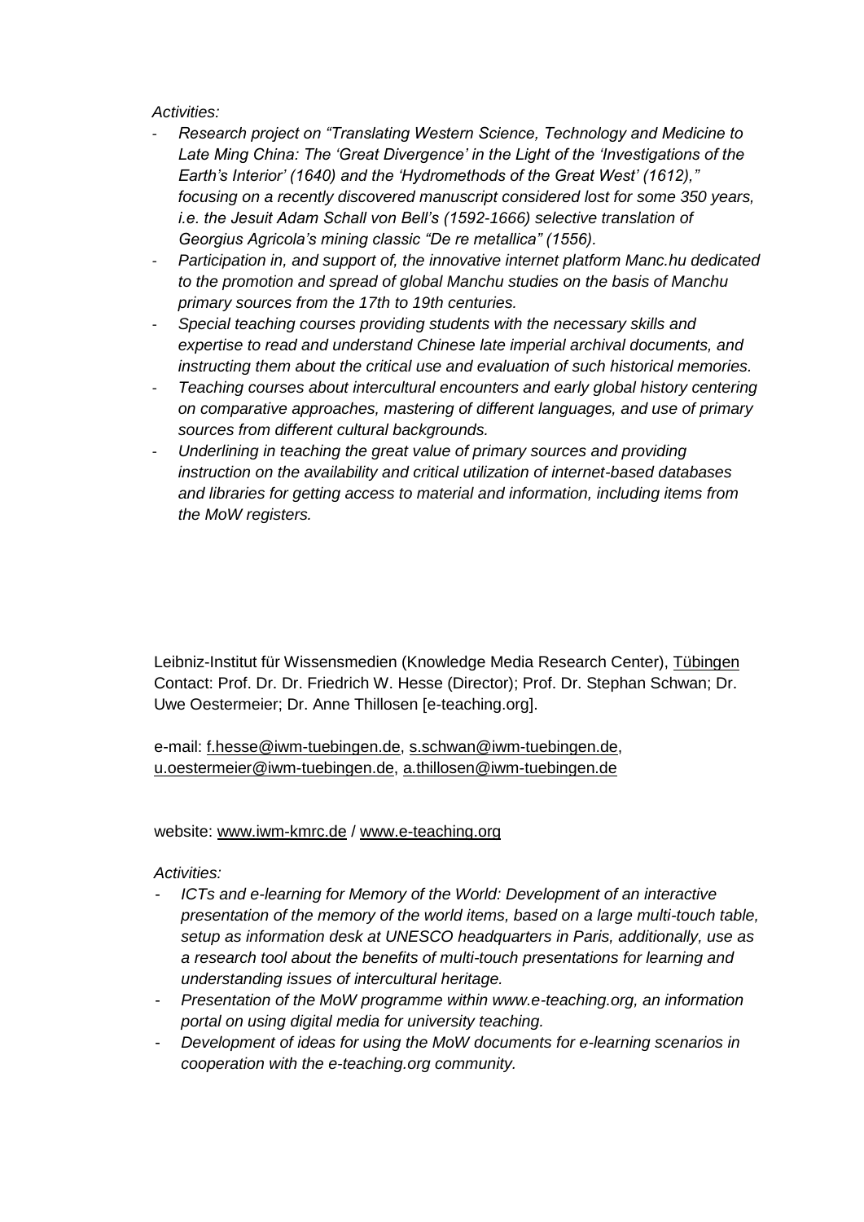*Activities:*

- *Research project on "Translating Western Science, Technology and Medicine to Late Ming China: The 'Great Divergence' in the Light of the 'Investigations of the Earth's Interior' (1640) and the 'Hydromethods of the Great West' (1612)," focusing on a recently discovered manuscript considered lost for some 350 years, i.e. the Jesuit Adam Schall von Bell's (1592-1666) selective translation of Georgius Agricola's mining classic "De re metallica" (1556).*
- *Participation in, and support of, the innovative internet platform Manc.hu dedicated to the promotion and spread of global Manchu studies on the basis of Manchu primary sources from the 17th to 19th centuries.*
- *Special teaching courses providing students with the necessary skills and expertise to read and understand Chinese late imperial archival documents, and instructing them about the critical use and evaluation of such historical memories.*
- *Teaching courses about intercultural encounters and early global history centering on comparative approaches, mastering of different languages, and use of primary sources from different cultural backgrounds.*
- *Underlining in teaching the great value of primary sources and providing instruction on the availability and critical utilization of internet-based databases and libraries for getting access to material and information, including items from the MoW registers.*

Leibniz-Institut für Wissensmedien (Knowledge Media Research Center), Tübingen
Contact: Prof. Dr. Dr. Friedrich W. Hesse (Director); Prof. Dr. Stephan Schwan; Dr. Uwe Oestermeier; Dr. Anne Thillosen [e-teaching.org].

e-mail: f.hesse@iwm-tuebingen.de, s.schwan@iwm-tuebingen.de, u.oestermeier@iwm-tuebingen.de, a.thillosen@iwm-tuebingen.de

website: www.iwm-kmrc.de / www.e-teaching.org

*Activities:*

- *ICTs and e-learning for Memory of the World: Development of an interactive presentation of the memory of the world items, based on a large multi-touch table, setup as information desk at UNESCO headquarters in Paris, additionally, use as a research tool about the benefits of multi-touch presentations for learning and understanding issues of intercultural heritage.*
- *Presentation of the MoW programme within www.e-teaching.org, an information portal on using digital media for university teaching.*
- *Development of ideas for using the MoW documents for e-learning scenarios in cooperation with the e-teaching.org community.*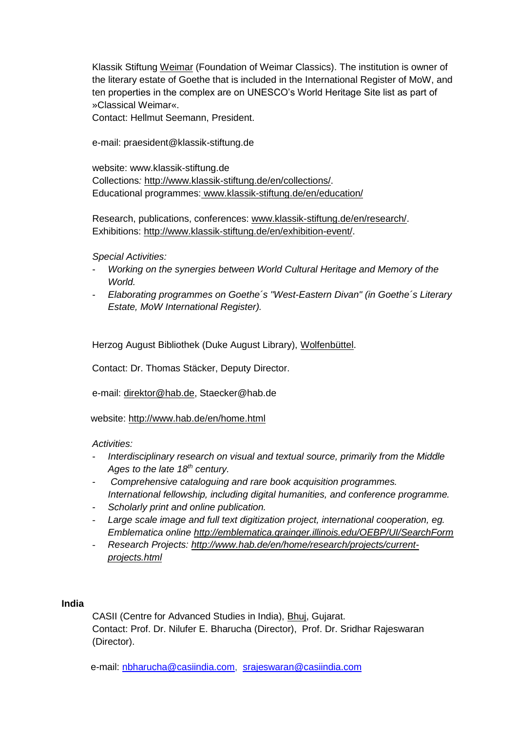Klassik Stiftung Weimar (Foundation of Weimar Classics). The institution is owner of the literary estate of Goethe that is included in the International Register of MoW, and ten properties in the complex are on UNESCO's World Heritage Site list as part of »Classical Weimar«.
Contact: Hellmut Seemann, President.

e-mail: praesident@klassik-stiftung.de

website: www.klassik-stiftung.de
Collections: http://www.klassik-stiftung.de/en/collections/.
Educational programmes: www.klassik-stiftung.de/en/education/

Research, publications, conferences: www.klassik-stiftung.de/en/research/.
Exhibitions: http://www.klassik-stiftung.de/en/exhibition-event/.

*Special Activities:*

- *Working on the synergies between World Cultural Heritage and Memory of the World.*
- *Elaborating programmes on Goethe´s "West-Eastern Divan" (in Goethe´s Literary Estate, MoW International Register).*

Herzog August Bibliothek (Duke August Library), Wolfenbüttel.

Contact: Dr. Thomas Stäcker, Deputy Director.

e-mail: direktor@hab.de, Staecker@hab.de

website: http://www.hab.de/en/home.html

*Activities:*

- *Interdisciplinary research on visual and textual source, primarily from the Middle Ages to the late 18th century.*
- *Comprehensive cataloguing and rare book acquisition programmes. International fellowship, including digital humanities, and conference programme.*
- *Scholarly print and online publication.*
- *Large scale image and full text digitization project, international cooperation, eg. Emblematica online http://emblematica.grainger.illinois.edu/OEBP/UI/SearchForm*
- *Research Projects: http://www.hab.de/en/home/research/projects/current-projects.html*

**India**

CASII (Centre for Advanced Studies in India), Bhuj, Gujarat.
Contact: Prof. Dr. Nilufer E. Bharucha (Director), Prof. Dr. Sridhar Rajeswaran (Director).

e-mail: nbharucha@casiindia.com, srajeswaran@casiindia.com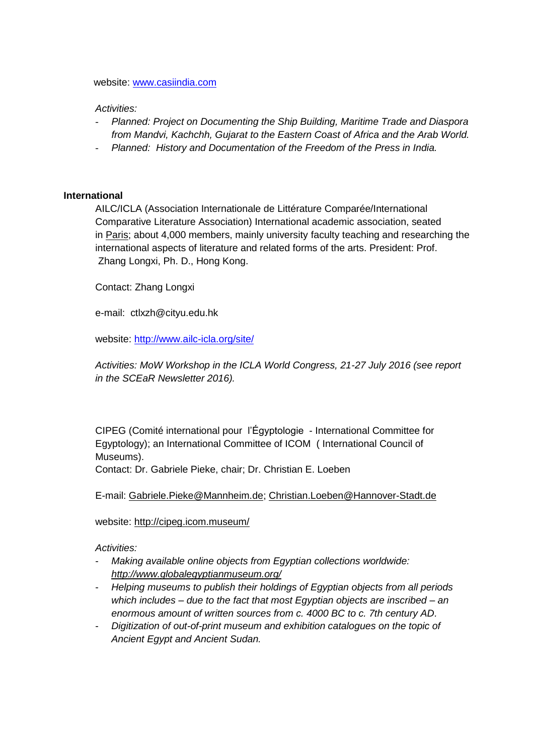website: www.casiindia.com

*Activities:*

- *Planned: Project on Documenting the Ship Building, Maritime Trade and Diaspora from Mandvi, Kachchh, Gujarat to the Eastern Coast of Africa and the Arab World.*
- *Planned: History and Documentation of the Freedom of the Press in India.*

**International**

AILC/ICLA (Association Internationale de Littérature Comparée/International Comparative Literature Association) International academic association, seated in Paris; about 4,000 members, mainly university faculty teaching and researching the international aspects of literature and related forms of the arts. President: Prof. Zhang Longxi, Ph. D., Hong Kong.

Contact: Zhang Longxi

e-mail: ctlxzh@cityu.edu.hk

website: http://www.ailc-icla.org/site/

*Activities: MoW Workshop in the ICLA World Congress, 21-27 July 2016 (see report in the SCEaR Newsletter 2016).*

CIPEG (Comité international pour l'Égyptologie - International Committee for Egyptology); an International Committee of ICOM ( International Council of Museums).
Contact: Dr. Gabriele Pieke, chair; Dr. Christian E. Loeben

E-mail: Gabriele.Pieke@Mannheim.de; Christian.Loeben@Hannover-Stadt.de

website: http://cipeg.icom.museum/

*Activities:*

- *Making available online objects from Egyptian collections worldwide: http://www.globalegyptianmuseum.org/*
- *Helping museums to publish their holdings of Egyptian objects from all periods which includes – due to the fact that most Egyptian objects are inscribed – an enormous amount of written sources from c. 4000 BC to c. 7th century AD.*
- *Digitization of out-of-print museum and exhibition catalogues on the topic of Ancient Egypt and Ancient Sudan.*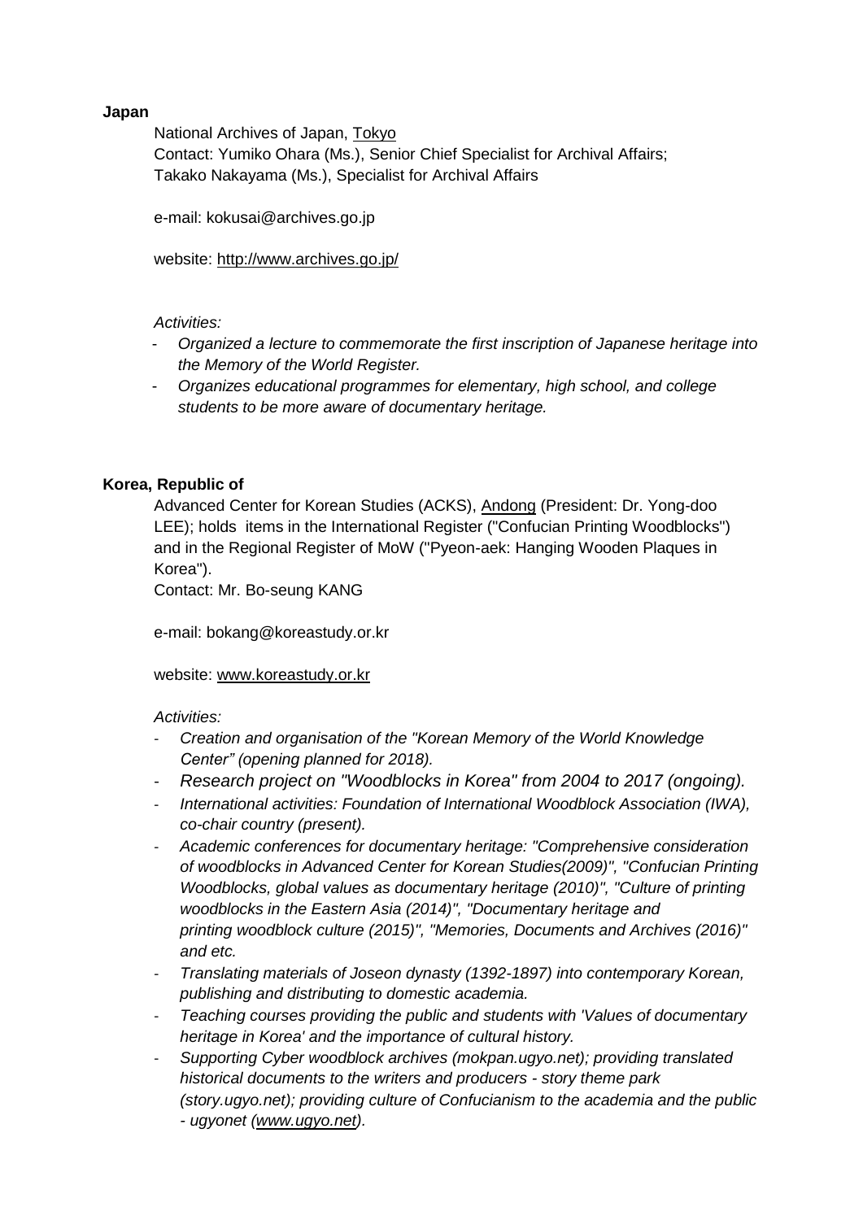**Japan**

National Archives of Japan, Tokyo
Contact: Yumiko Ohara (Ms.), Senior Chief Specialist for Archival Affairs;
Takako Nakayama (Ms.), Specialist for Archival Affairs

e-mail: kokusai@archives.go.jp

website: http://www.archives.go.jp/

*Activities:*

- *Organized a lecture to commemorate the first inscription of Japanese heritage into the Memory of the World Register.*
- *Organizes educational programmes for elementary, high school, and college students to be more aware of documentary heritage.*

**Korea, Republic of**

Advanced Center for Korean Studies (ACKS), Andong (President: Dr. Yong-doo LEE); holds items in the International Register ("Confucian Printing Woodblocks") and in the Regional Register of MoW ("Pyeon-aek: Hanging Wooden Plaques in Korea").
Contact: Mr. Bo-seung KANG

e-mail: bokang@koreastudy.or.kr

website: www.koreastudy.or.kr

*Activities:*

- *Creation and organisation of the "Korean Memory of the World Knowledge Center" (opening planned for 2018).*
- *Research project on "Woodblocks in Korea" from 2004 to 2017 (ongoing).*
- *International activities: Foundation of International Woodblock Association (IWA), co-chair country (present).*
- *Academic conferences for documentary heritage: "Comprehensive consideration of woodblocks in Advanced Center for Korean Studies(2009)", "Confucian Printing Woodblocks, global values as documentary heritage (2010)", "Culture of printing woodblocks in the Eastern Asia (2014)", "Documentary heritage and printing woodblock culture (2015)", "Memories, Documents and Archives (2016)" and etc.*
- *Translating materials of Joseon dynasty (1392-1897) into contemporary Korean, publishing and distributing to domestic academia.*
- *Teaching courses providing the public and students with 'Values of documentary heritage in Korea' and the importance of cultural history.*
- *Supporting Cyber woodblock archives (mokpan.ugyo.net); providing translated historical documents to the writers and producers - story theme park (story.ugyo.net); providing culture of Confucianism to the academia and the public - ugyonet (www.ugyo.net).*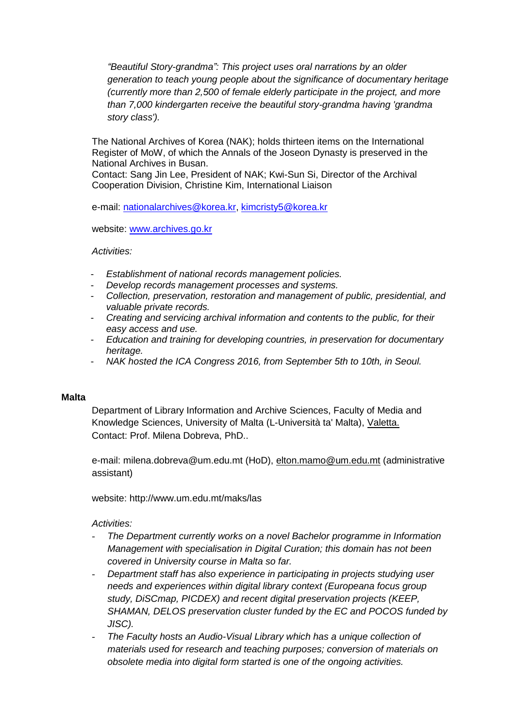*"Beautiful Story-grandma": This project uses oral narrations by an older generation to teach young people about the significance of documentary heritage (currently more than 2,500 of female elderly participate in the project, and more than 7,000 kindergarten receive the beautiful story-grandma having 'grandma story class').*

The National Archives of Korea (NAK); holds thirteen items on the International Register of MoW, of which the Annals of the Joseon Dynasty is preserved in the National Archives in Busan.
Contact: Sang Jin Lee, President of NAK; Kwi-Sun Si, Director of the Archival Cooperation Division, Christine Kim, International Liaison

e-mail: nationalarchives@korea.kr, kimcristy5@korea.kr

website: www.archives.go.kr

*Activities:*

- *Establishment of national records management policies.*
- *Develop records management processes and systems.*
- *Collection, preservation, restoration and management of public, presidential, and valuable private records.*
- *Creating and servicing archival information and contents to the public, for their easy access and use.*
- *Education and training for developing countries, in preservation for documentary heritage.*
- *NAK hosted the ICA Congress 2016, from September 5th to 10th, in Seoul.*

**Malta**

Department of Library Information and Archive Sciences, Faculty of Media and Knowledge Sciences, University of Malta (L-Università ta' Malta), Valetta.
Contact: Prof. Milena Dobreva, PhD..

e-mail: milena.dobreva@um.edu.mt (HoD), elton.mamo@um.edu.mt (administrative assistant)

website: http://www.um.edu.mt/maks/las

*Activities:*

- *The Department currently works on a novel Bachelor programme in Information Management with specialisation in Digital Curation; this domain has not been covered in University course in Malta so far.*
- *Department staff has also experience in participating in projects studying user needs and experiences within digital library context (Europeana focus group study, DiSCmap, PICDEX) and recent digital preservation projects (KEEP, SHAMAN, DELOS preservation cluster funded by the EC and POCOS funded by JISC).*
- *The Faculty hosts an Audio-Visual Library which has a unique collection of materials used for research and teaching purposes; conversion of materials on obsolete media into digital form started is one of the ongoing activities.*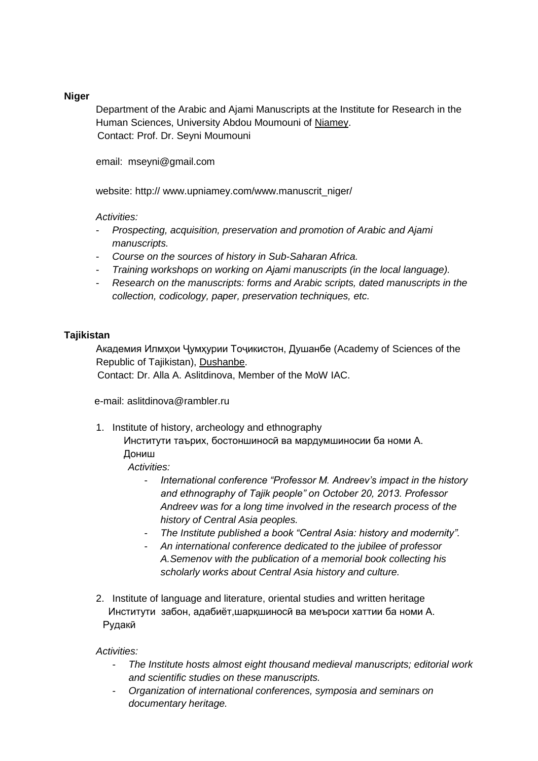**Niger**

Department of the Arabic and Ajami Manuscripts at the Institute for Research in the Human Sciences, University Abdou Moumouni of Niamey.

Contact: Prof. Dr. Seyni Moumouni

email: mseyni@gmail.com

website: http:// www.upniamey.com/www.manuscrit_niger/

*Activities:*

- *Prospecting, acquisition, preservation and promotion of Arabic and Ajami manuscripts.*
- *Course on the sources of history in Sub-Saharan Africa.*
- *Training workshops on working on Ajami manuscripts (in the local language).*
- *Research on the manuscripts: forms and Arabic scripts, dated manuscripts in the collection, codicology, paper, preservation techniques, etc.*

**Tajikistan**

Академия Илмҳои Ҷумҳурии Тоҷикистон, Душанбе (Academy of Sciences of the Republic of Tajikistan), Dushanbe.

Contact: Dr. Alla A. Aslitdinova, Member of the MoW IAC.

e-mail: aslitdinova@rambler.ru

1. Institute of history, archeology and ethnography

   Институти таърих, бостоншиносӣ ва мардумшиносии ба номи А. Дониш

   *Activities:*

   - *International conference "Professor M. Andreev's impact in the history and ethnography of Tajik people" on October 20, 2013. Professor Andreev was for a long time involved in the research process of the history of Central Asia peoples.*
   - *The Institute published a book "Central Asia: history and modernity".*
   - *An international conference dedicated to the jubilee of professor A.Semenov with the publication of a memorial book collecting his scholarly works about Central Asia history and culture.*

2. Institute of language and literature, oriental studies and written heritage

   Институти забон, адабиёт,шарқшиносӣ ва меъроси хаттии ба номи А. Рудакӣ

*Activities:*

- *The Institute hosts almost eight thousand medieval manuscripts; editorial work and scientific studies on these manuscripts.*
- *Organization of international conferences, symposia and seminars on documentary heritage.*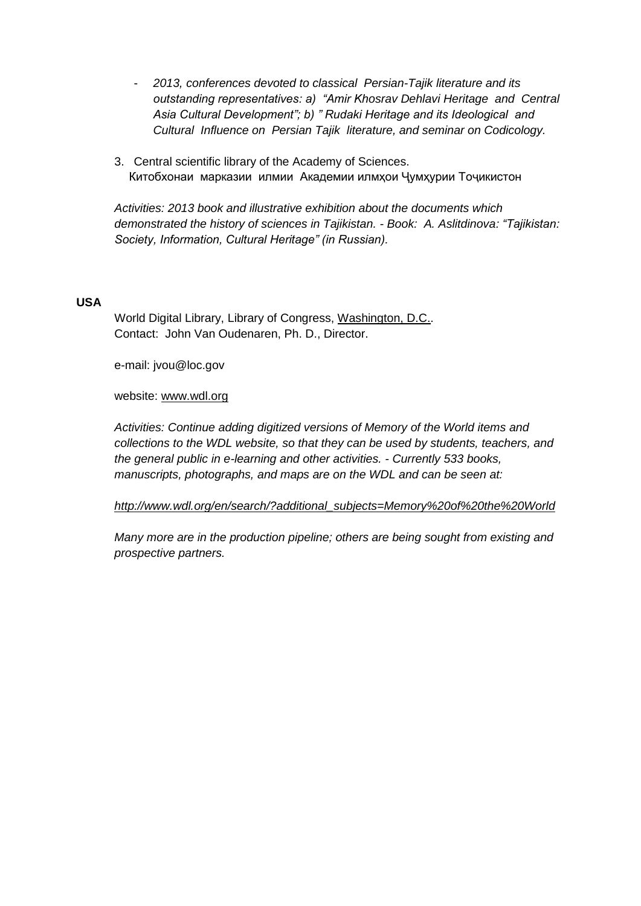- *2013, conferences devoted to classical Persian-Tajik literature and its outstanding representatives: a) "Amir Khosrav Dehlavi Heritage and Central Asia Cultural Development"; b) " Rudaki Heritage and its Ideological and Cultural Influence on Persian Tajik literature, and seminar on Codicology.*

3. Central scientific library of the Academy of Sciences.
   Китобхонаи маркази илмии Академии илмҳои Ҷумҳурии Тоҷикистон

*Activities: 2013 book and illustrative exhibition about the documents which demonstrated the history of sciences in Tajikistan. - Book: A. Aslitdinova: "Tajikistan: Society, Information, Cultural Heritage" (in Russian).*

**USA**

World Digital Library, Library of Congress, Washington, D.C..
Contact: John Van Oudenaren, Ph. D., Director.

e-mail: jvou@loc.gov

website: www.wdl.org

*Activities: Continue adding digitized versions of Memory of the World items and collections to the WDL website, so that they can be used by students, teachers, and the general public in e-learning and other activities. - Currently 533 books, manuscripts, photographs, and maps are on the WDL and can be seen at:*

*http://www.wdl.org/en/search/?additional_subjects=Memory%20of%20the%20World*

*Many more are in the production pipeline; others are being sought from existing and prospective partners.*